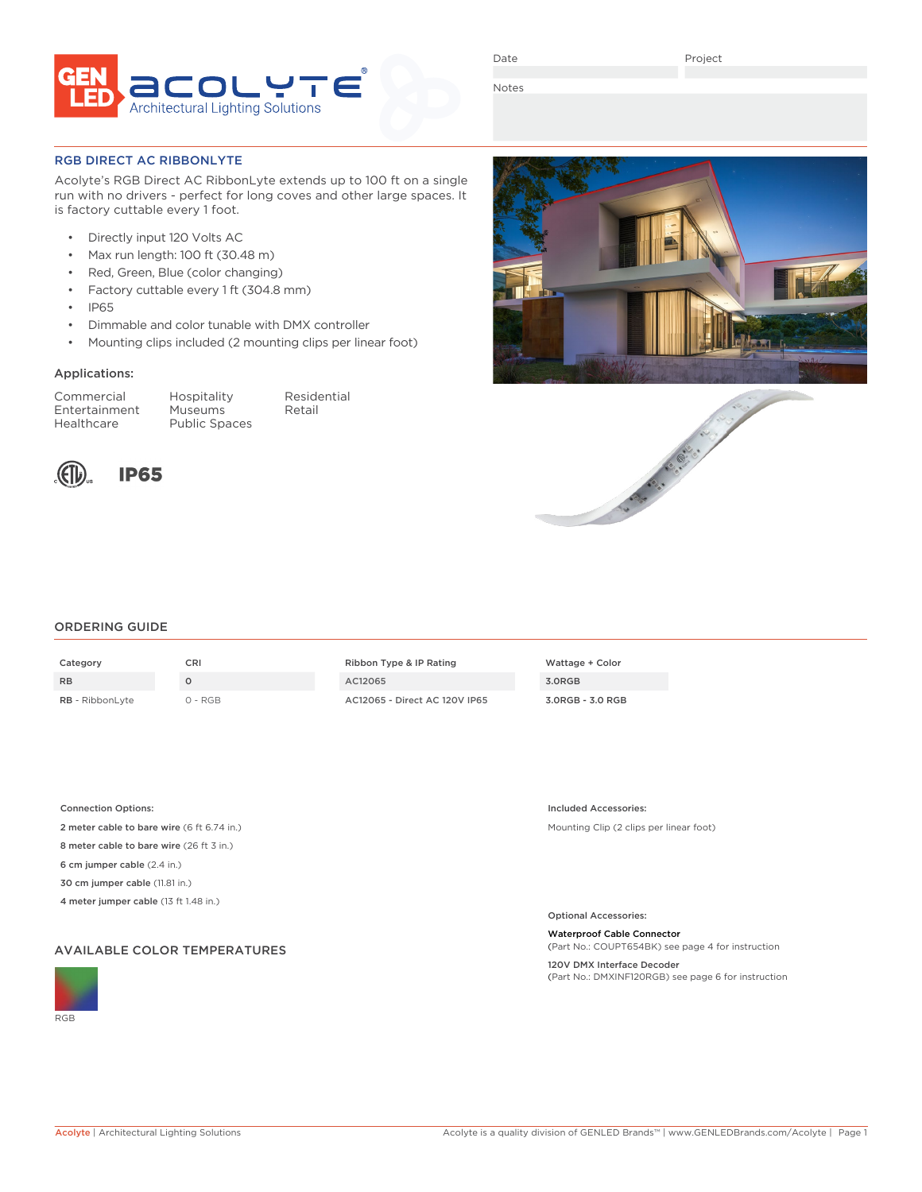GEN LED acolyte® Architectural Lighting Solutions

| Date | Project |
|---|---|
| | |

Notes

## RGB DIRECT AC RIBBONLYTE

Acolyte's RGB Direct AC RibbonLyte extends up to 100 ft on a single run with no drivers - perfect for long coves and other large spaces. It is factory cuttable every 1 foot.

- Directly input 120 Volts AC
- Max run length: 100 ft (30.48 m)
- Red, Green, Blue (color changing)
- Factory cuttable every 1 ft (304.8 mm)
- IP65
- Dimmable and color tunable with DMX controller
- Mounting clips included (2 mounting clips per linear foot)

### Applications:

| | | |
|---|---|---|
| Commercial | Hospitality | Residential |
| Entertainment | Museums | Retail |
| Healthcare | Public Spaces | |

**IP65**

## ORDERING GUIDE

| Category | CRI | Ribbon Type & IP Rating | Wattage + Color |
|---|---|---|---|
| RB | 0 | AC12065 | 3.0RGB |
| **RB** - RibbonLyte | 0 - RGB | **AC12065 - Direct AC 120V IP65** | **3.0RGB - 3.0 RGB** |

**Connection Options:**

**2 meter cable to bare wire** (6 ft 6.74 in.)

**8 meter cable to bare wire** (26 ft 3 in.)

**6 cm jumper cable** (2.4 in.)

**30 cm jumper cable** (11.81 in.)

**4 meter jumper cable** (13 ft 1.48 in.)

**Included Accessories:**

Mounting Clip (2 clips per linear foot)

**Optional Accessories:**

**Waterproof Cable Connector**
(Part No.: COUPT654BK) see page 4 for instruction

**120V DMX Interface Decoder**
(Part No.: DMXINF120RGB) see page 6 for instruction

## AVAILABLE COLOR TEMPERATURES

RGB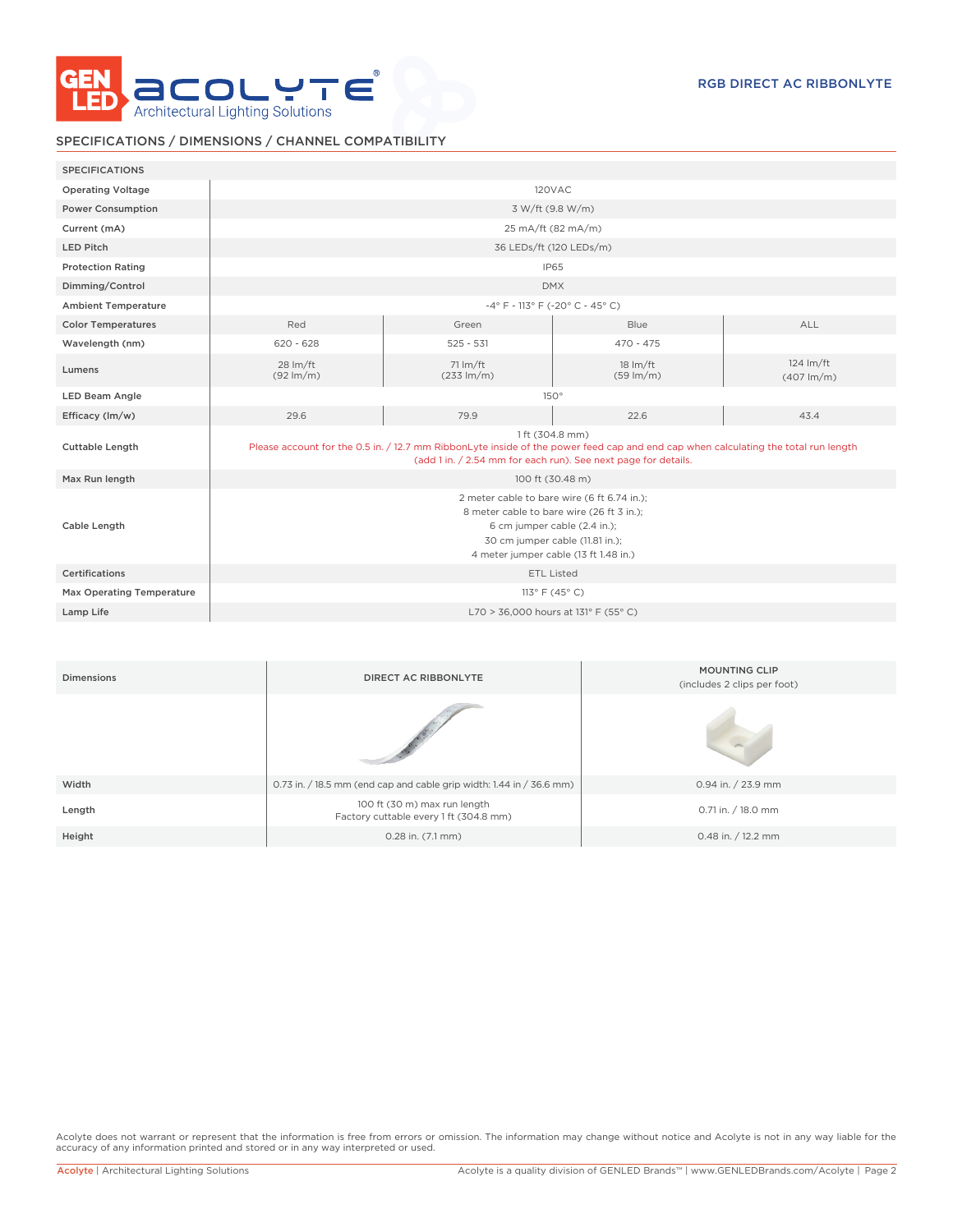RGB DIRECT AC RIBBONLYTE

## SPECIFICATIONS / DIMENSIONS / CHANNEL COMPATIBILITY

| SPECIFICATIONS | | | | |
|---|---|---|---|---|
| Operating Voltage | 120VAC | | | |
| Power Consumption | 3 W/ft (9.8 W/m) | | | |
| Current (mA) | 25 mA/ft (82 mA/m) | | | |
| LED Pitch | 36 LEDs/ft (120 LEDs/m) | | | |
| Protection Rating | IP65 | | | |
| Dimming/Control | DMX | | | |
| Ambient Temperature | -4° F - 113° F (-20° C - 45° C) | | | |
| Color Temperatures | Red | Green | Blue | ALL |
| Wavelength (nm) | 620 - 628 | 525 - 531 | 470 - 475 | |
| Lumens | 28 lm/ft (92 lm/m) | 71 lm/ft (233 lm/m) | 18 lm/ft (59 lm/m) | 124 lm/ft (407 lm/m) |
| LED Beam Angle | 150° | | | |
| Efficacy (lm/w) | 29.6 | 79.9 | 22.6 | 43.4 |
| Cuttable Length | 1 ft (304.8 mm) Please account for the 0.5 in. / 12.7 mm RibbonLyte inside of the power feed cap and end cap when calculating the total run length (add 1 in. / 2.54 mm for each run). See next page for details. | | | |
| Max Run length | 100 ft (30.48 m) | | | |
| Cable Length | 2 meter cable to bare wire (6 ft 6.74 in.); 8 meter cable to bare wire (26 ft 3 in.); 6 cm jumper cable (2.4 in.); 30 cm jumper cable (11.81 in.); 4 meter jumper cable (13 ft 1.48 in.) | | | |
| Certifications | ETL Listed | | | |
| Max Operating Temperature | 113° F (45° C) | | | |
| Lamp Life | L70 > 36,000 hours at 131° F (55° C) | | | |

| Dimensions | DIRECT AC RIBBONLYTE | MOUNTING CLIP (includes 2 clips per foot) |
|---|---|---|
| Width | 0.73 in. / 18.5 mm (end cap and cable grip width: 1.44 in / 36.6 mm) | 0.94 in. / 23.9 mm |
| Length | 100 ft (30 m) max run length Factory cuttable every 1 ft (304.8 mm) | 0.71 in. / 18.0 mm |
| Height | 0.28 in. (7.1 mm) | 0.48 in. / 12.2 mm |

Acolyte does not warrant or represent that the information is free from errors or omission. The information may change without notice and Acolyte is not in any way liable for the accuracy of any information printed and stored or in any way interpreted or used.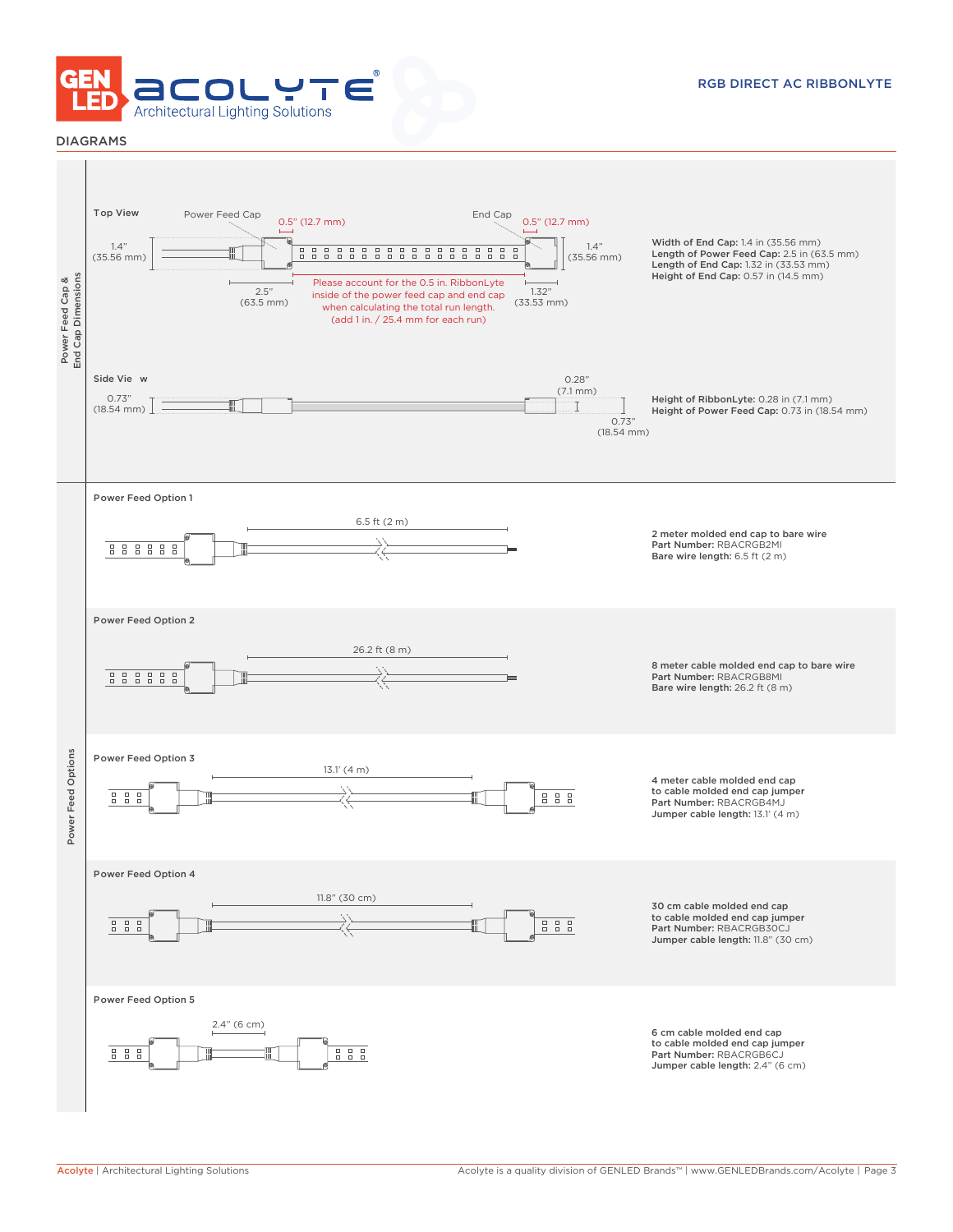RGB DIRECT AC RIBBONLYTE

## DIAGRAMS

### Power Feed Cap & End Cap Dimensions

**Top View**

Power Feed Cap — 0.5" (12.7 mm)

End Cap — 0.5" (12.7 mm)

1.4" (35.56 mm)

2.5" (63.5 mm)

1.32" (33.53 mm)

1.4" (35.56 mm)

Please account for the 0.5 in. RibbonLyte inside of the power feed cap and end cap when calculating the total run length. (add 1 in. / 25.4 mm for each run)

**Width of End Cap:** 1.4 in (35.56 mm)
**Length of Power Feed Cap:** 2.5 in (63.5 mm)
**Length of End Cap:** 1.32 in (33.53 mm)
**Height of End Cap:** 0.57 in (14.5 mm)

**Side View**

0.73" (18.54 mm)

0.28" (7.1 mm)

0.73" (18.54 mm)

**Height of RibbonLyte:** 0.28 in (7.1 mm)
**Height of Power Feed Cap:** 0.73 in (18.54 mm)

### Power Feed Options

**Power Feed Option 1**

6.5 ft (2 m)

**2 meter molded end cap to bare wire**
**Part Number:** RBACRGB2MI
**Bare wire length:** 6.5 ft (2 m)

**Power Feed Option 2**

26.2 ft (8 m)

**8 meter cable molded end cap to bare wire**
**Part Number:** RBACRGB8MI
**Bare wire length:** 26.2 ft (8 m)

**Power Feed Option 3**

13.1' (4 m)

**4 meter cable molded end cap to cable molded end cap jumper**
**Part Number:** RBACRGB4MJ
**Jumper cable length:** 13.1' (4 m)

**Power Feed Option 4**

11.8" (30 cm)

**30 cm cable molded end cap to cable molded end cap jumper**
**Part Number:** RBACRGB30CJ
**Jumper cable length:** 11.8" (30 cm)

**Power Feed Option 5**

2.4" (6 cm)

**6 cm cable molded end cap to cable molded end cap jumper**
**Part Number:** RBACRGB6CJ
**Jumper cable length:** 2.4" (6 cm)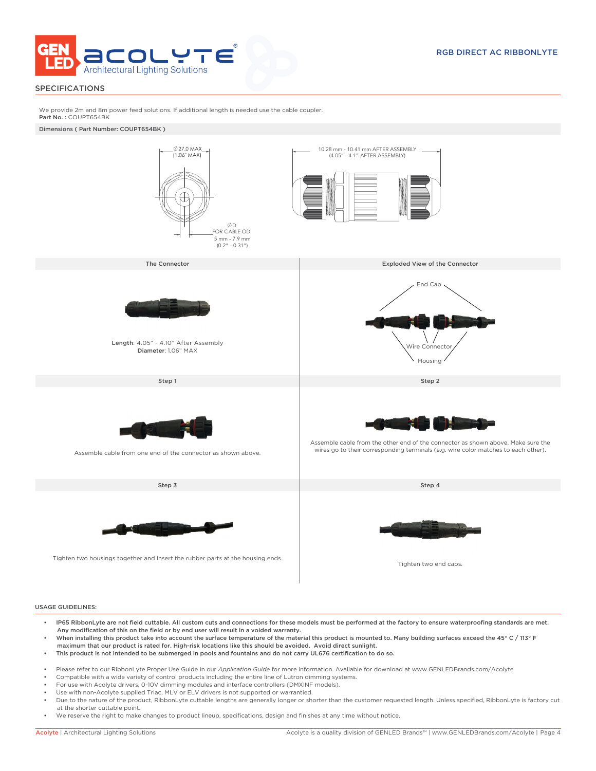## SPECIFICATIONS

We provide 2m and 8m power feed solutions. If additional length is needed use the cable coupler.
**Part No. :** COUPT654BK

**Dimensions ( Part Number: COUPT654BK )**

∅27.0 MAX
(1.06" MAX)

∅D
FOR CABLE OD
5 mm - 7.9 mm
(0.2" - 0.31")

10.28 mm - 10.41 mm AFTER ASSEMBLY
(4.05" - 4.1" AFTER ASSEMBLY)

| The Connector | Exploded View of the Connector |
| --- | --- |
| **Length**: 4.05" - 4.10" After Assembly<br>**Diameter**: 1.06" MAX | End Cap<br>Wire Connector<br>Housing |

| Step 1 | Step 2 |
| --- | --- |
| Assemble cable from one end of the connector as shown above. | Assemble cable from the other end of the connector as shown above. Make sure the wires go to their corresponding terminals (e.g. wire color matches to each other). |

| Step 3 | Step 4 |
| --- | --- |
| Tighten two housings together and insert the rubber parts at the housing ends. | Tighten two end caps. |

## USAGE GUIDELINES:

- **IP65 RibbonLyte are not field cuttable. All custom cuts and connections for these models must be performed at the factory to ensure waterproofing standards are met. Any modification of this on the field or by end user will result in a voided warranty.**
- **When installing this product take into account the surface temperature of the material this product is mounted to. Many building surfaces exceed the 45° C / 113° F maximum that our product is rated for. High-risk locations like this should be avoided. Avoid direct sunlight.**
- **This product is not intended to be submerged in pools and fountains and do not carry UL676 certification to do so.**

- Please refer to our RibbonLyte Proper Use Guide in our *Application Guide* for more information. Available for download at www.GENLEDBrands.com/Acolyte
- Compatible with a wide variety of control products including the entire line of Lutron dimming systems.
- For use with Acolyte drivers, 0-10V dimming modules and interface controllers (DMXINF models).
- Use with non-Acolyte supplied Triac, MLV or ELV drivers is not supported or warrantied.
- Due to the nature of the product, RibbonLyte cuttable lengths are generally longer or shorter than the customer requested length. Unless specified, RibbonLyte is factory cut at the shorter cuttable point.
- We reserve the right to make changes to product lineup, specifications, design and finishes at any time without notice.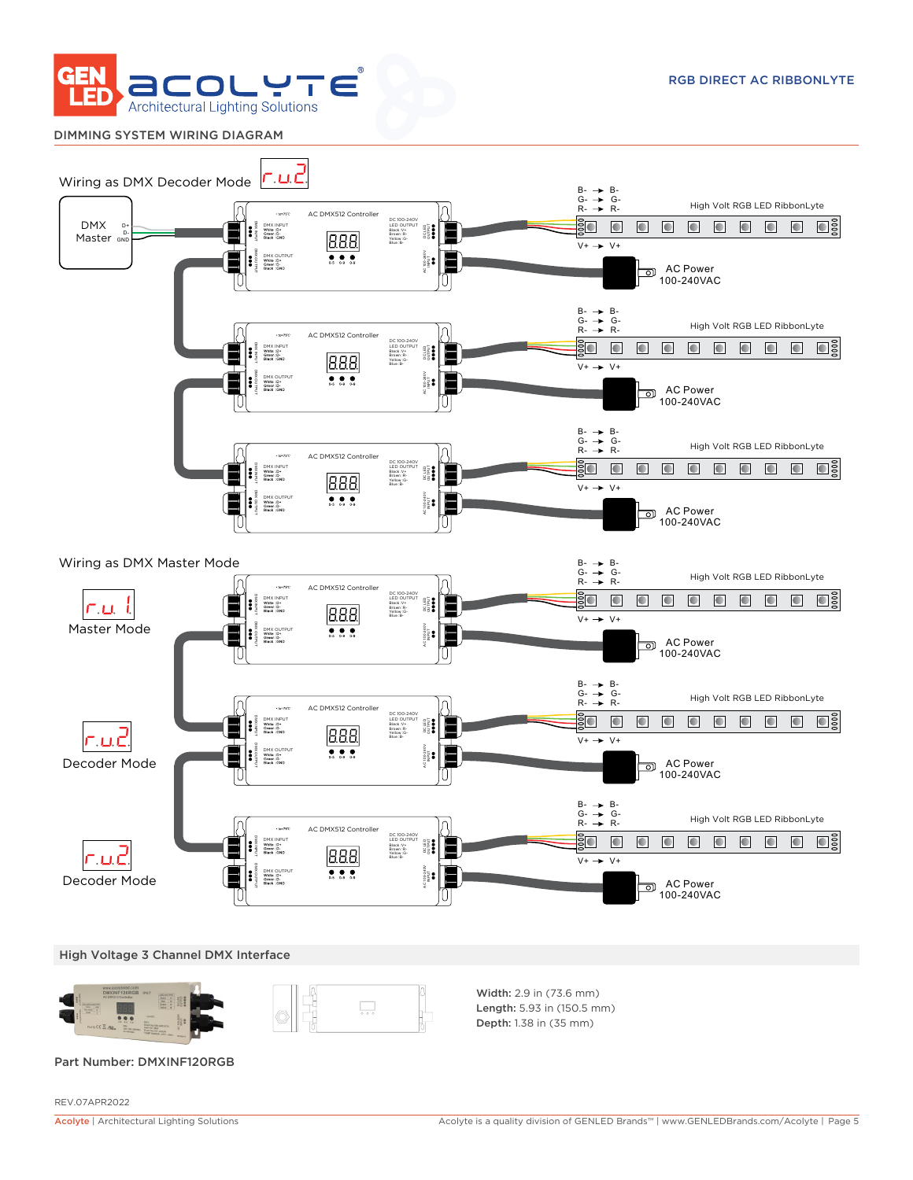RGB DIRECT AC RIBBONLYTE

## DIMMING SYSTEM WIRING DIAGRAM

### Wiring as DMX Decoder Mode

r.u.2

DMX Master
D+
D-
GND

AC DMX512 Controller

B- → B-
G- → G-
R- → R-
V+ → V+

High Volt RGB LED RibbonLyte

AC Power
100-240VAC

### Wiring as DMX Master Mode

r.u.1
Master Mode

r.u.2
Decoder Mode

r.u.2
Decoder Mode

AC DMX512 Controller

B- → B-
G- → G-
R- → R-
V+ → V+

High Volt RGB LED RibbonLyte

AC Power
100-240VAC

### High Voltage 3 Channel DMX Interface

**Width:** 2.9 in (73.6 mm)
**Length:** 5.93 in (150.5 mm)
**Depth:** 1.38 in (35 mm)

**Part Number: DMXINF120RGB**

REV.07APR2022